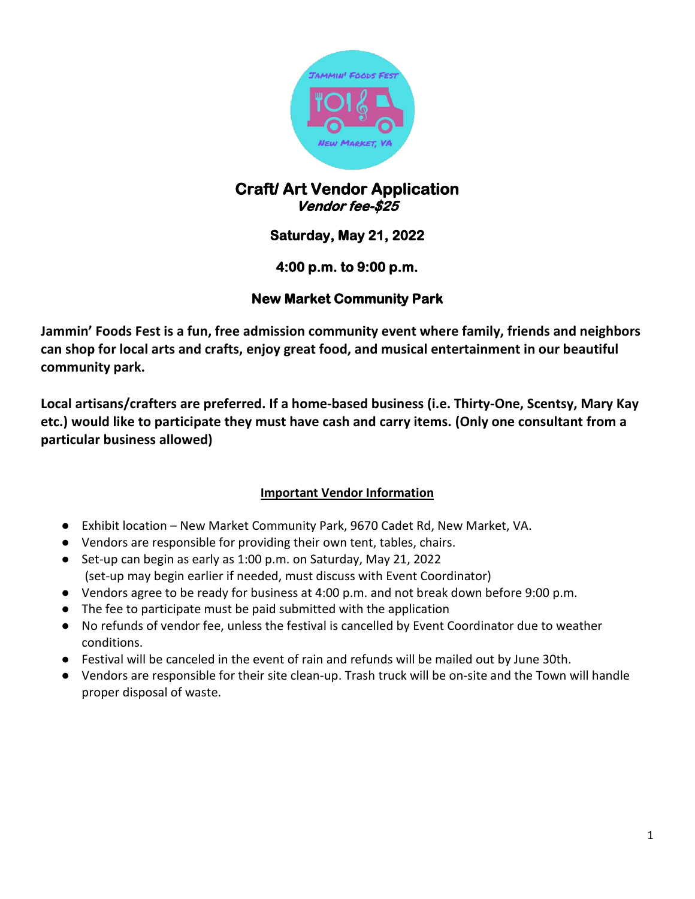# Craft/ Art Vendor Application

***Vendor fee-$25***

**Saturday, May 21, 2022**

**4:00 p.m. to 9:00 p.m.**

**New Market Community Park**

**Jammin' Foods Fest is a fun, free admission community event where family, friends and neighbors can shop for local arts and crafts, enjoy great food, and musical entertainment in our beautiful community park.**

**Local artisans/crafters are preferred. If a home-based business (i.e. Thirty-One, Scentsy, Mary Kay etc.) would like to participate they must have cash and carry items. (Only one consultant from a particular business allowed)**

## Important Vendor Information

- Exhibit location – New Market Community Park, 9670 Cadet Rd, New Market, VA.
- Vendors are responsible for providing their own tent, tables, chairs.
- Set-up can begin as early as 1:00 p.m. on Saturday, May 21, 2022 (set-up may begin earlier if needed, must discuss with Event Coordinator)
- Vendors agree to be ready for business at 4:00 p.m. and not break down before 9:00 p.m.
- The fee to participate must be paid submitted with the application
- No refunds of vendor fee, unless the festival is cancelled by Event Coordinator due to weather conditions.
- Festival will be canceled in the event of rain and refunds will be mailed out by June 30th.
- Vendors are responsible for their site clean-up. Trash truck will be on-site and the Town will handle proper disposal of waste.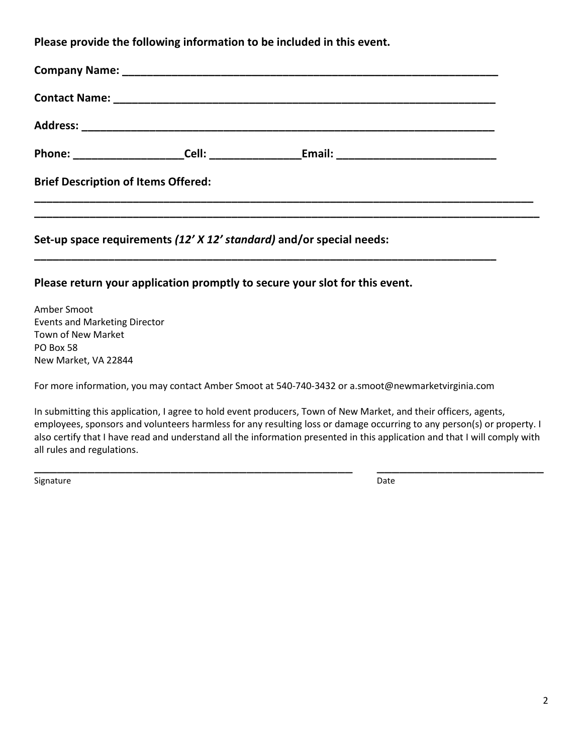**Please provide the following information to be included in this event.**

**Company Name: ____________________________________________________________**

**Contact Name: ____________________________________________________________**

**Address: _________________________________________________________________**

**Phone: _________________Cell: ______________Email: _________________________**

**Brief Description of Items Offered:**

**_____________________________________________________________________________**

**_____________________________________________________________________________**

**Set-up space requirements *(12' X 12' standard)* and/or special needs:**

**_____________________________________________________________________________**

**Please return your application promptly to secure your slot for this event.**

Amber Smoot
Events and Marketing Director
Town of New Market
PO Box 58
New Market, VA 22844

For more information, you may contact Amber Smoot at 540-740-3432 or a.smoot@newmarketvirginia.com

In submitting this application, I agree to hold event producers, Town of New Market, and their officers, agents, employees, sponsors and volunteers harmless for any resulting loss or damage occurring to any person(s) or property. I also certify that I have read and understand all the information presented in this application and that I will comply with all rules and regulations.

_____________________________________________________ ____________________________

Signature Date